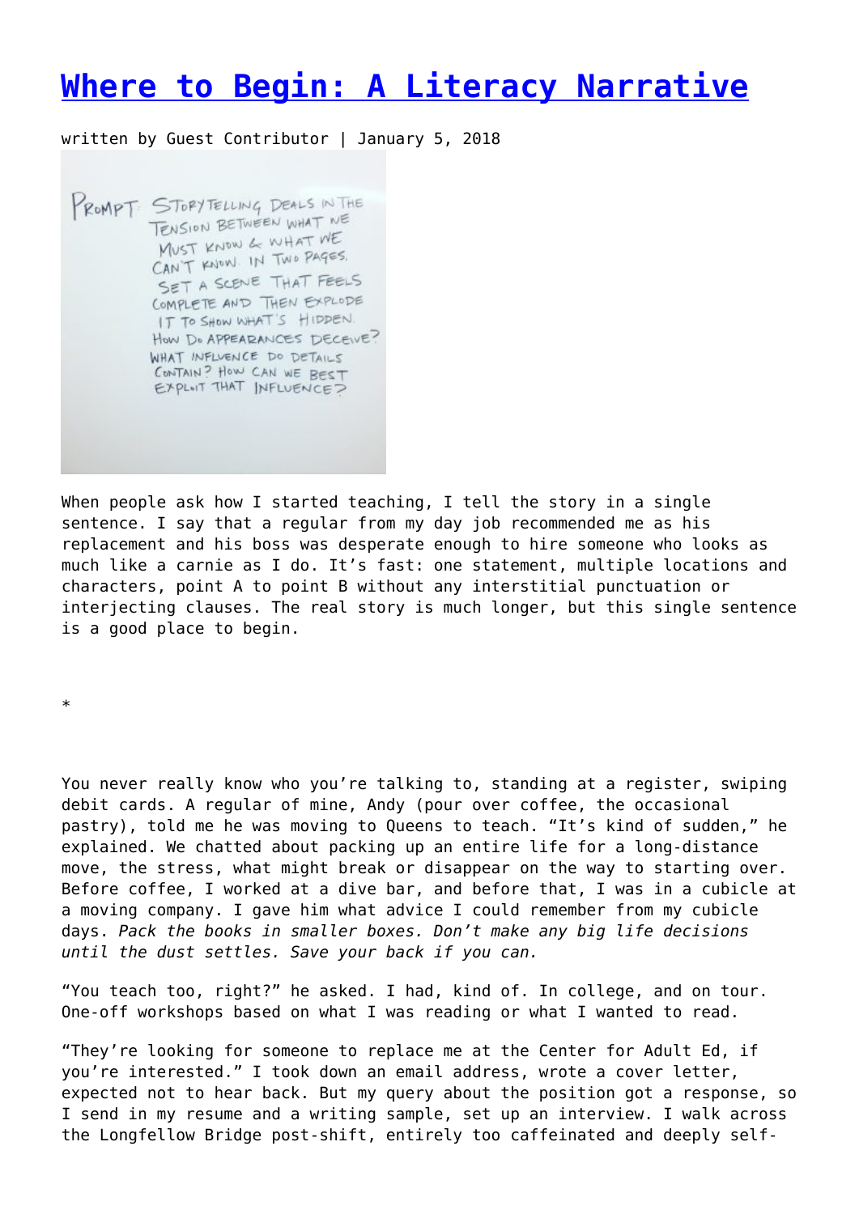# Where to Begin: A Literacy Narrative

written by Guest Contributor | January 5, 2018

PROMPT: STORYTELLING DEALS IN THE TENSION BETWEEN WHAT WE MUST KNOW & WHAT WE CAN'T KNOW. IN TWO PAGES, SET A SCENE THAT FEELS COMPLETE AND THEN EXPLODE IT TO SHOW WHAT'S HIDDEN. HOW DO APPEARANCES DECEIVE? WHAT INFLUENCE DO DETAILS CONTAIN? HOW CAN WE BEST EXPLOIT THAT INFLUENCE?

When people ask how I started teaching, I tell the story in a single sentence. I say that a regular from my day job recommended me as his replacement and his boss was desperate enough to hire someone who looks as much like a carnie as I do. It's fast: one statement, multiple locations and characters, point A to point B without any interstitial punctuation or interjecting clauses. The real story is much longer, but this single sentence is a good place to begin.

*

You never really know who you're talking to, standing at a register, swiping debit cards. A regular of mine, Andy (pour over coffee, the occasional pastry), told me he was moving to Queens to teach. "It's kind of sudden," he explained. We chatted about packing up an entire life for a long-distance move, the stress, what might break or disappear on the way to starting over. Before coffee, I worked at a dive bar, and before that, I was in a cubicle at a moving company. I gave him what advice I could remember from my cubicle days. *Pack the books in smaller boxes. Don't make any big life decisions until the dust settles. Save your back if you can.*

"You teach too, right?" he asked. I had, kind of. In college, and on tour. One-off workshops based on what I was reading or what I wanted to read.

"They're looking for someone to replace me at the Center for Adult Ed, if you're interested." I took down an email address, wrote a cover letter, expected not to hear back. But my query about the position got a response, so I send in my resume and a writing sample, set up an interview. I walk across the Longfellow Bridge post-shift, entirely too caffeinated and deeply self-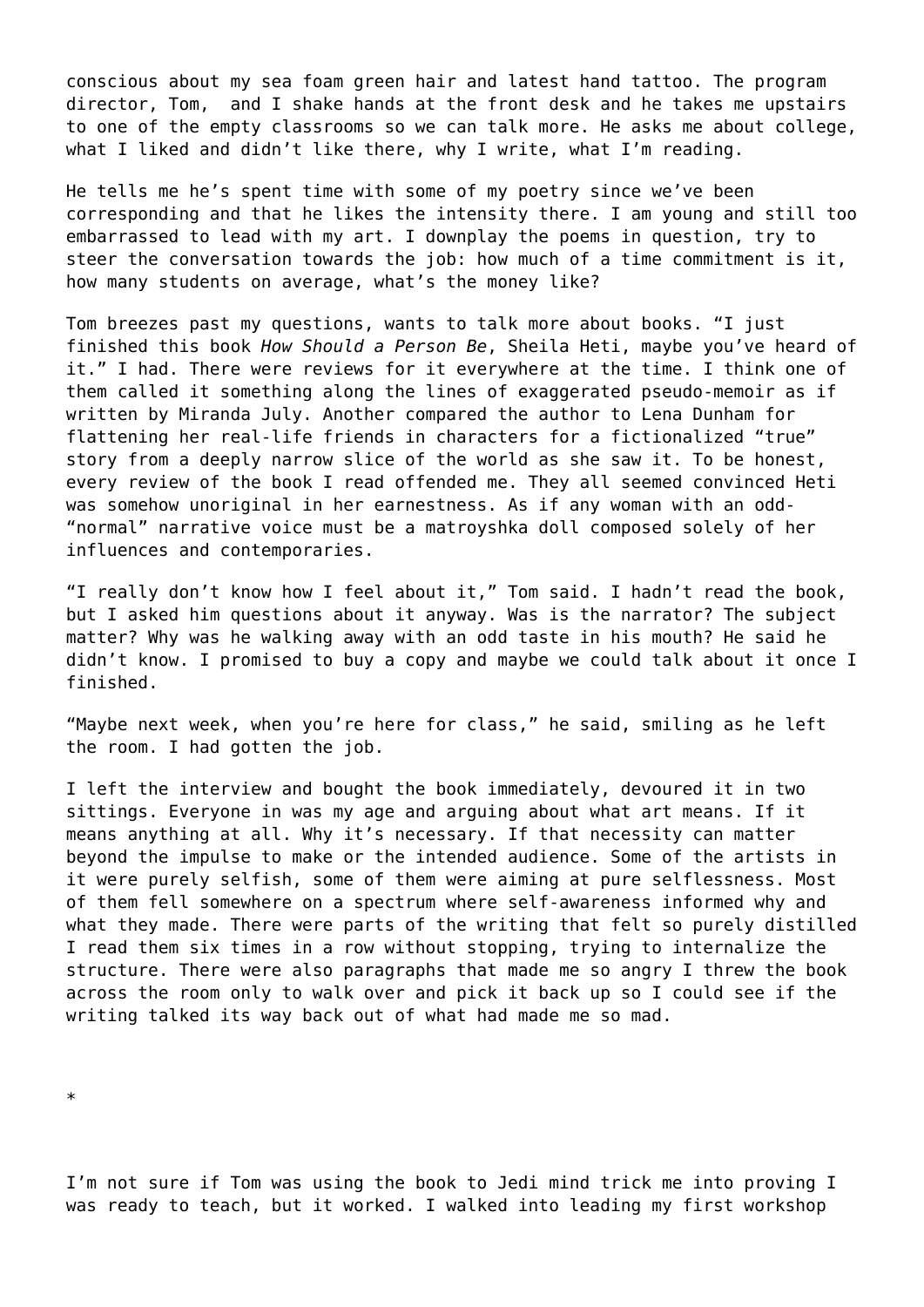conscious about my sea foam green hair and latest hand tattoo. The program director, Tom, and I shake hands at the front desk and he takes me upstairs to one of the empty classrooms so we can talk more. He asks me about college, what I liked and didn't like there, why I write, what I'm reading.

He tells me he's spent time with some of my poetry since we've been corresponding and that he likes the intensity there. I am young and still too embarrassed to lead with my art. I downplay the poems in question, try to steer the conversation towards the job: how much of a time commitment is it, how many students on average, what's the money like?

Tom breezes past my questions, wants to talk more about books. "I just finished this book *How Should a Person Be*, Sheila Heti, maybe you've heard of it." I had. There were reviews for it everywhere at the time. I think one of them called it something along the lines of exaggerated pseudo-memoir as if written by Miranda July. Another compared the author to Lena Dunham for flattening her real-life friends in characters for a fictionalized "true" story from a deeply narrow slice of the world as she saw it. To be honest, every review of the book I read offended me. They all seemed convinced Heti was somehow unoriginal in her earnestness. As if any woman with an odd-"normal" narrative voice must be a matroyshka doll composed solely of her influences and contemporaries.

"I really don't know how I feel about it," Tom said. I hadn't read the book, but I asked him questions about it anyway. Was is the narrator? The subject matter? Why was he walking away with an odd taste in his mouth? He said he didn't know. I promised to buy a copy and maybe we could talk about it once I finished.

"Maybe next week, when you're here for class," he said, smiling as he left the room. I had gotten the job.

I left the interview and bought the book immediately, devoured it in two sittings. Everyone in was my age and arguing about what art means. If it means anything at all. Why it's necessary. If that necessity can matter beyond the impulse to make or the intended audience. Some of the artists in it were purely selfish, some of them were aiming at pure selflessness. Most of them fell somewhere on a spectrum where self-awareness informed why and what they made. There were parts of the writing that felt so purely distilled I read them six times in a row without stopping, trying to internalize the structure. There were also paragraphs that made me so angry I threw the book across the room only to walk over and pick it back up so I could see if the writing talked its way back out of what had made me so mad.

*

I'm not sure if Tom was using the book to Jedi mind trick me into proving I was ready to teach, but it worked. I walked into leading my first workshop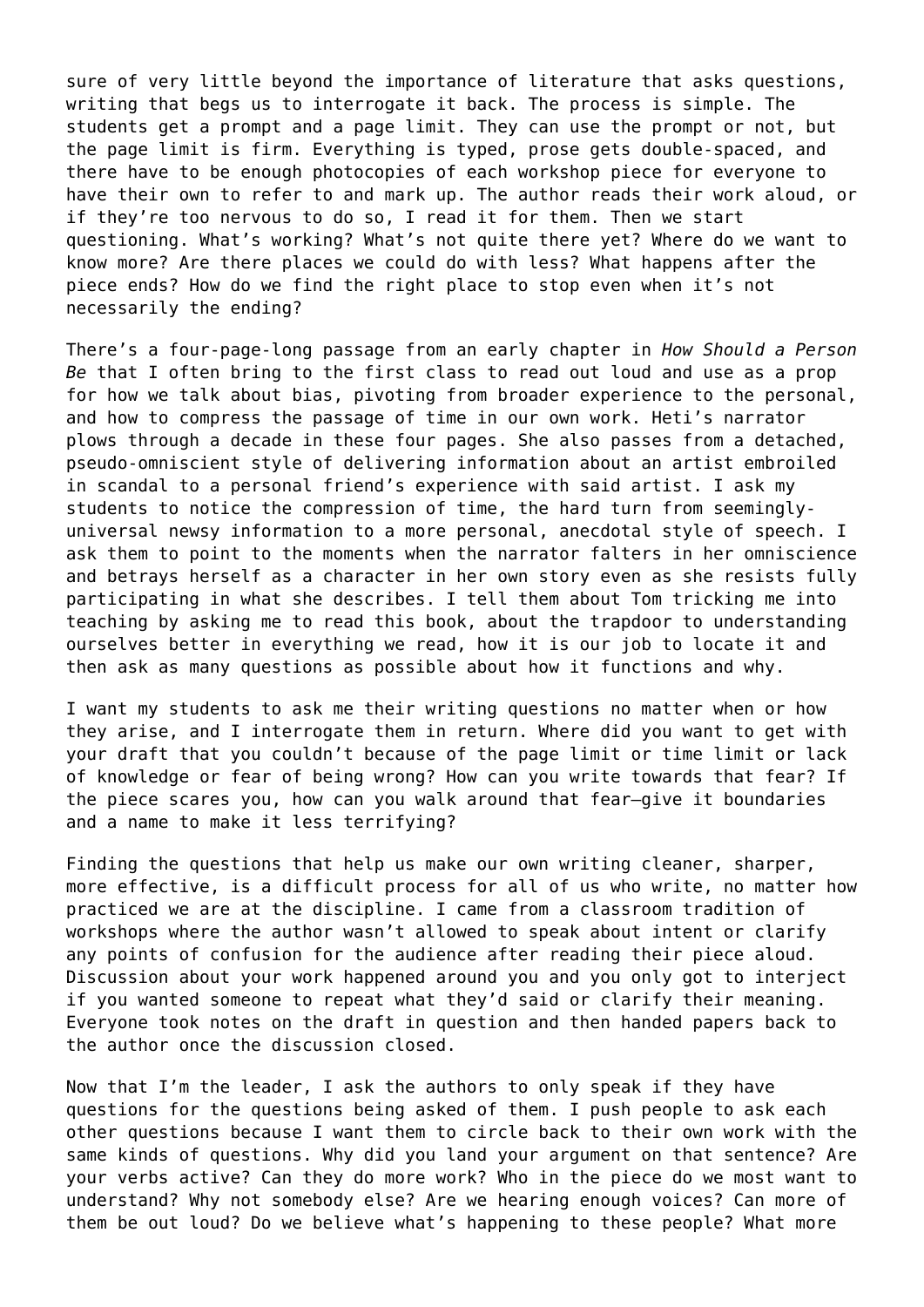sure of very little beyond the importance of literature that asks questions, writing that begs us to interrogate it back. The process is simple. The students get a prompt and a page limit. They can use the prompt or not, but the page limit is firm. Everything is typed, prose gets double-spaced, and there have to be enough photocopies of each workshop piece for everyone to have their own to refer to and mark up. The author reads their work aloud, or if they're too nervous to do so, I read it for them. Then we start questioning. What's working? What's not quite there yet? Where do we want to know more? Are there places we could do with less? What happens after the piece ends? How do we find the right place to stop even when it's not necessarily the ending?

There's a four-page-long passage from an early chapter in *How Should a Person Be* that I often bring to the first class to read out loud and use as a prop for how we talk about bias, pivoting from broader experience to the personal, and how to compress the passage of time in our own work. Heti's narrator plows through a decade in these four pages. She also passes from a detached, pseudo-omniscient style of delivering information about an artist embroiled in scandal to a personal friend's experience with said artist. I ask my students to notice the compression of time, the hard turn from seemingly-universal newsy information to a more personal, anecdotal style of speech. I ask them to point to the moments when the narrator falters in her omniscience and betrays herself as a character in her own story even as she resists fully participating in what she describes. I tell them about Tom tricking me into teaching by asking me to read this book, about the trapdoor to understanding ourselves better in everything we read, how it is our job to locate it and then ask as many questions as possible about how it functions and why.

I want my students to ask me their writing questions no matter when or how they arise, and I interrogate them in return. Where did you want to get with your draft that you couldn't because of the page limit or time limit or lack of knowledge or fear of being wrong? How can you write towards that fear? If the piece scares you, how can you walk around that fear—give it boundaries and a name to make it less terrifying?

Finding the questions that help us make our own writing cleaner, sharper, more effective, is a difficult process for all of us who write, no matter how practiced we are at the discipline. I came from a classroom tradition of workshops where the author wasn't allowed to speak about intent or clarify any points of confusion for the audience after reading their piece aloud. Discussion about your work happened around you and you only got to interject if you wanted someone to repeat what they'd said or clarify their meaning. Everyone took notes on the draft in question and then handed papers back to the author once the discussion closed.

Now that I'm the leader, I ask the authors to only speak if they have questions for the questions being asked of them. I push people to ask each other questions because I want them to circle back to their own work with the same kinds of questions. Why did you land your argument on that sentence? Are your verbs active? Can they do more work? Who in the piece do we most want to understand? Why not somebody else? Are we hearing enough voices? Can more of them be out loud? Do we believe what's happening to these people? What more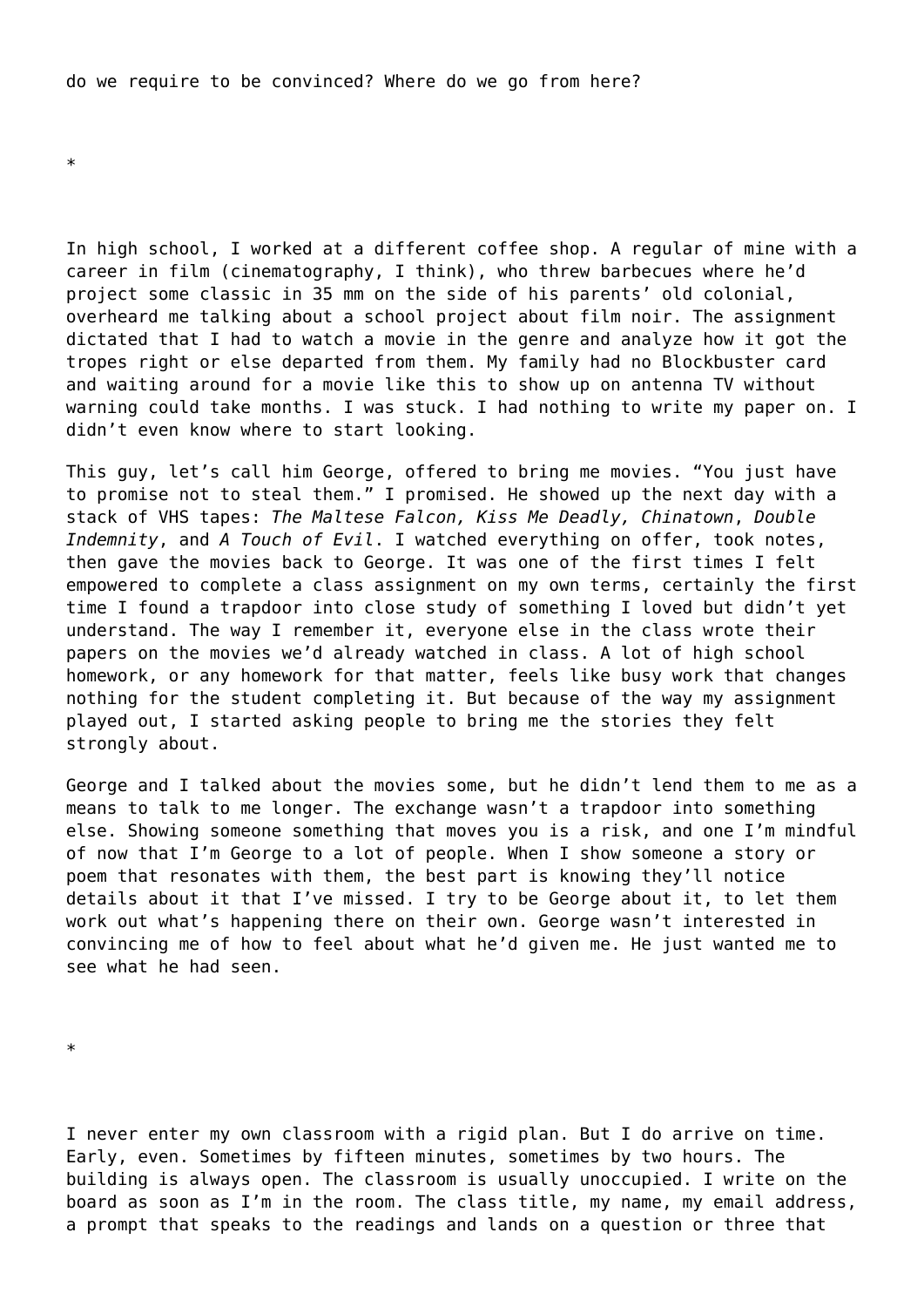do we require to be convinced? Where do we go from here?

*

In high school, I worked at a different coffee shop. A regular of mine with a career in film (cinematography, I think), who threw barbecues where he'd project some classic in 35 mm on the side of his parents' old colonial, overheard me talking about a school project about film noir. The assignment dictated that I had to watch a movie in the genre and analyze how it got the tropes right or else departed from them. My family had no Blockbuster card and waiting around for a movie like this to show up on antenna TV without warning could take months. I was stuck. I had nothing to write my paper on. I didn't even know where to start looking.

This guy, let's call him George, offered to bring me movies. "You just have to promise not to steal them." I promised. He showed up the next day with a stack of VHS tapes: *The Maltese Falcon, Kiss Me Deadly, Chinatown*, *Double Indemnity*, and *A Touch of Evil*. I watched everything on offer, took notes, then gave the movies back to George. It was one of the first times I felt empowered to complete a class assignment on my own terms, certainly the first time I found a trapdoor into close study of something I loved but didn't yet understand. The way I remember it, everyone else in the class wrote their papers on the movies we'd already watched in class. A lot of high school homework, or any homework for that matter, feels like busy work that changes nothing for the student completing it. But because of the way my assignment played out, I started asking people to bring me the stories they felt strongly about.

George and I talked about the movies some, but he didn't lend them to me as a means to talk to me longer. The exchange wasn't a trapdoor into something else. Showing someone something that moves you is a risk, and one I'm mindful of now that I'm George to a lot of people. When I show someone a story or poem that resonates with them, the best part is knowing they'll notice details about it that I've missed. I try to be George about it, to let them work out what's happening there on their own. George wasn't interested in convincing me of how to feel about what he'd given me. He just wanted me to see what he had seen.

*

I never enter my own classroom with a rigid plan. But I do arrive on time. Early, even. Sometimes by fifteen minutes, sometimes by two hours. The building is always open. The classroom is usually unoccupied. I write on the board as soon as I'm in the room. The class title, my name, my email address, a prompt that speaks to the readings and lands on a question or three that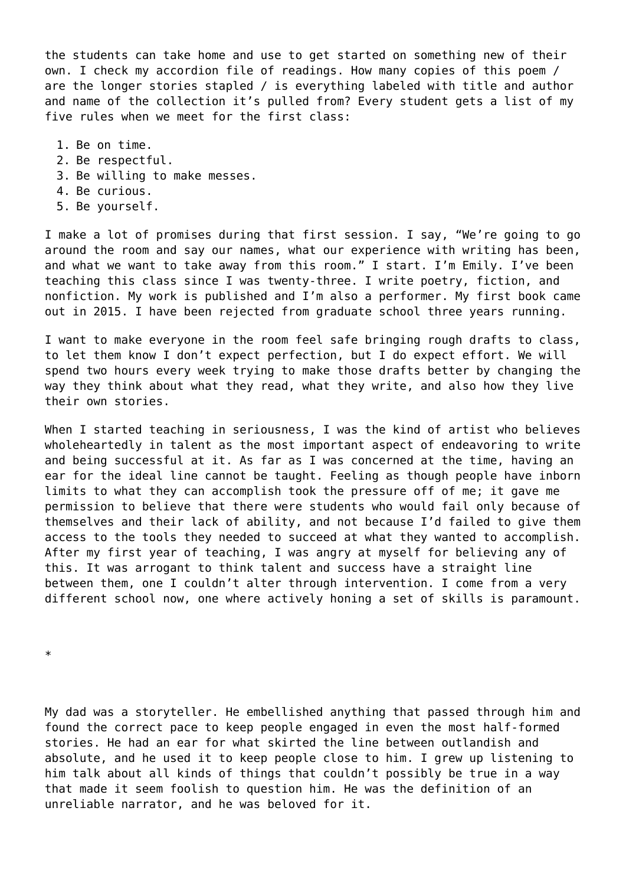the students can take home and use to get started on something new of their own. I check my accordion file of readings. How many copies of this poem / are the longer stories stapled / is everything labeled with title and author and name of the collection it’s pulled from? Every student gets a list of my five rules when we meet for the first class:

1. Be on time.
2. Be respectful.
3. Be willing to make messes.
4. Be curious.
5. Be yourself.

I make a lot of promises during that first session. I say, “We’re going to go around the room and say our names, what our experience with writing has been, and what we want to take away from this room.” I start. I’m Emily. I’ve been teaching this class since I was twenty-three. I write poetry, fiction, and nonfiction. My work is published and I’m also a performer. My first book came out in 2015. I have been rejected from graduate school three years running.

I want to make everyone in the room feel safe bringing rough drafts to class, to let them know I don’t expect perfection, but I do expect effort. We will spend two hours every week trying to make those drafts better by changing the way they think about what they read, what they write, and also how they live their own stories.

When I started teaching in seriousness, I was the kind of artist who believes wholeheartedly in talent as the most important aspect of endeavoring to write and being successful at it. As far as I was concerned at the time, having an ear for the ideal line cannot be taught. Feeling as though people have inborn limits to what they can accomplish took the pressure off of me; it gave me permission to believe that there were students who would fail only because of themselves and their lack of ability, and not because I’d failed to give them access to the tools they needed to succeed at what they wanted to accomplish. After my first year of teaching, I was angry at myself for believing any of this. It was arrogant to think talent and success have a straight line between them, one I couldn’t alter through intervention. I come from a very different school now, one where actively honing a set of skills is paramount.

*

My dad was a storyteller. He embellished anything that passed through him and found the correct pace to keep people engaged in even the most half-formed stories. He had an ear for what skirted the line between outlandish and absolute, and he used it to keep people close to him. I grew up listening to him talk about all kinds of things that couldn’t possibly be true in a way that made it seem foolish to question him. He was the definition of an unreliable narrator, and he was beloved for it.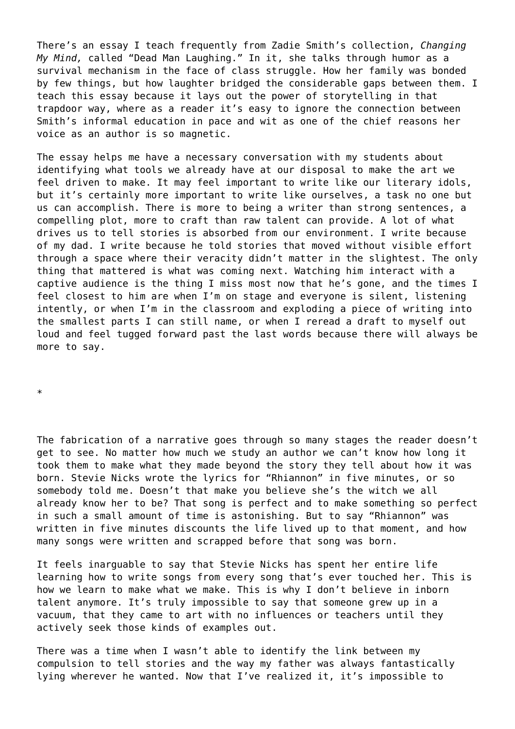There’s an essay I teach frequently from Zadie Smith’s collection, *Changing My Mind,* called “Dead Man Laughing.” In it, she talks through humor as a survival mechanism in the face of class struggle. How her family was bonded by few things, but how laughter bridged the considerable gaps between them. I teach this essay because it lays out the power of storytelling in that trapdoor way, where as a reader it’s easy to ignore the connection between Smith’s informal education in pace and wit as one of the chief reasons her voice as an author is so magnetic.

The essay helps me have a necessary conversation with my students about identifying what tools we already have at our disposal to make the art we feel driven to make. It may feel important to write like our literary idols, but it’s certainly more important to write like ourselves, a task no one but us can accomplish. There is more to being a writer than strong sentences, a compelling plot, more to craft than raw talent can provide. A lot of what drives us to tell stories is absorbed from our environment. I write because of my dad. I write because he told stories that moved without visible effort through a space where their veracity didn’t matter in the slightest. The only thing that mattered is what was coming next. Watching him interact with a captive audience is the thing I miss most now that he’s gone, and the times I feel closest to him are when I’m on stage and everyone is silent, listening intently, or when I’m in the classroom and exploding a piece of writing into the smallest parts I can still name, or when I reread a draft to myself out loud and feel tugged forward past the last words because there will always be more to say.

*

The fabrication of a narrative goes through so many stages the reader doesn’t get to see. No matter how much we study an author we can’t know how long it took them to make what they made beyond the story they tell about how it was born. Stevie Nicks wrote the lyrics for “Rhiannon” in five minutes, or so somebody told me. Doesn’t that make you believe she’s the witch we all already know her to be? That song is perfect and to make something so perfect in such a small amount of time is astonishing. But to say “Rhiannon” was written in five minutes discounts the life lived up to that moment, and how many songs were written and scrapped before that song was born.

It feels inarguable to say that Stevie Nicks has spent her entire life learning how to write songs from every song that’s ever touched her. This is how we learn to make what we make. This is why I don’t believe in inborn talent anymore. It’s truly impossible to say that someone grew up in a vacuum, that they came to art with no influences or teachers until they actively seek those kinds of examples out.

There was a time when I wasn’t able to identify the link between my compulsion to tell stories and the way my father was always fantastically lying wherever he wanted. Now that I’ve realized it, it’s impossible to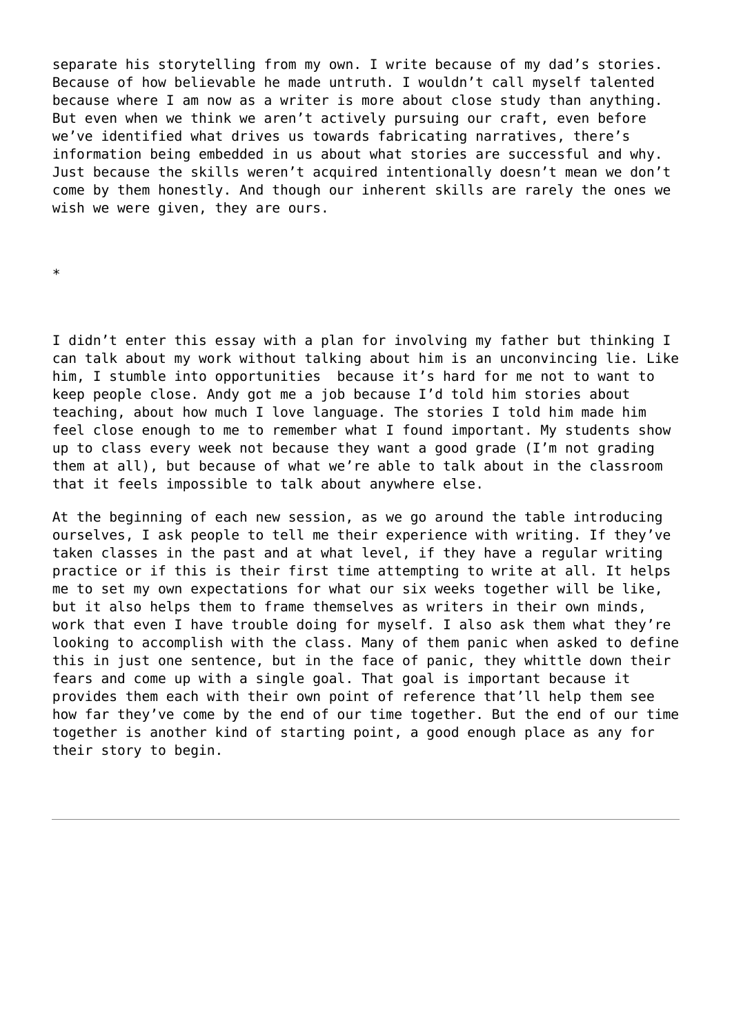separate his storytelling from my own. I write because of my dad's stories. Because of how believable he made untruth. I wouldn't call myself talented because where I am now as a writer is more about close study than anything. But even when we think we aren't actively pursuing our craft, even before we've identified what drives us towards fabricating narratives, there's information being embedded in us about what stories are successful and why. Just because the skills weren't acquired intentionally doesn't mean we don't come by them honestly. And though our inherent skills are rarely the ones we wish we were given, they are ours.

*

I didn't enter this essay with a plan for involving my father but thinking I can talk about my work without talking about him is an unconvincing lie. Like him, I stumble into opportunities  because it's hard for me not to want to keep people close. Andy got me a job because I'd told him stories about teaching, about how much I love language. The stories I told him made him feel close enough to me to remember what I found important. My students show up to class every week not because they want a good grade (I'm not grading them at all), but because of what we're able to talk about in the classroom that it feels impossible to talk about anywhere else.

At the beginning of each new session, as we go around the table introducing ourselves, I ask people to tell me their experience with writing. If they've taken classes in the past and at what level, if they have a regular writing practice or if this is their first time attempting to write at all. It helps me to set my own expectations for what our six weeks together will be like, but it also helps them to frame themselves as writers in their own minds, work that even I have trouble doing for myself. I also ask them what they're looking to accomplish with the class. Many of them panic when asked to define this in just one sentence, but in the face of panic, they whittle down their fears and come up with a single goal. That goal is important because it provides them each with their own point of reference that'll help them see how far they've come by the end of our time together. But the end of our time together is another kind of starting point, a good enough place as any for their story to begin.

---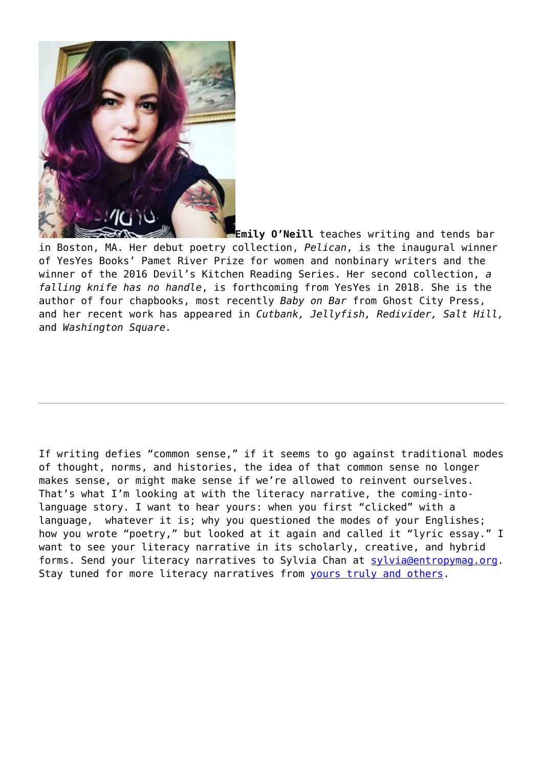**Emily O'Neill** teaches writing and tends bar in Boston, MA. Her debut poetry collection, *Pelican*, is the inaugural winner of YesYes Books' Pamet River Prize for women and nonbinary writers and the winner of the 2016 Devil's Kitchen Reading Series. Her second collection, *a falling knife has no handle*, is forthcoming from YesYes in 2018. She is the author of four chapbooks, most recently *Baby on Bar* from Ghost City Press, and her recent work has appeared in *Cutbank, Jellyfish, Redivider, Salt Hill,* and *Washington Square.*

---

If writing defies "common sense," if it seems to go against traditional modes of thought, norms, and histories, the idea of that common sense no longer makes sense, or might make sense if we're allowed to reinvent ourselves. That's what I'm looking at with the literacy narrative, the coming-into-language story. I want to hear yours: when you first "clicked" with a language, whatever it is; why you questioned the modes of your Englishes; how you wrote "poetry," but looked at it again and called it "lyric essay." I want to see your literacy narrative in its scholarly, creative, and hybrid forms. Send your literacy narratives to Sylvia Chan at sylvia@entropymag.org. Stay tuned for more literacy narratives from yours truly and others.